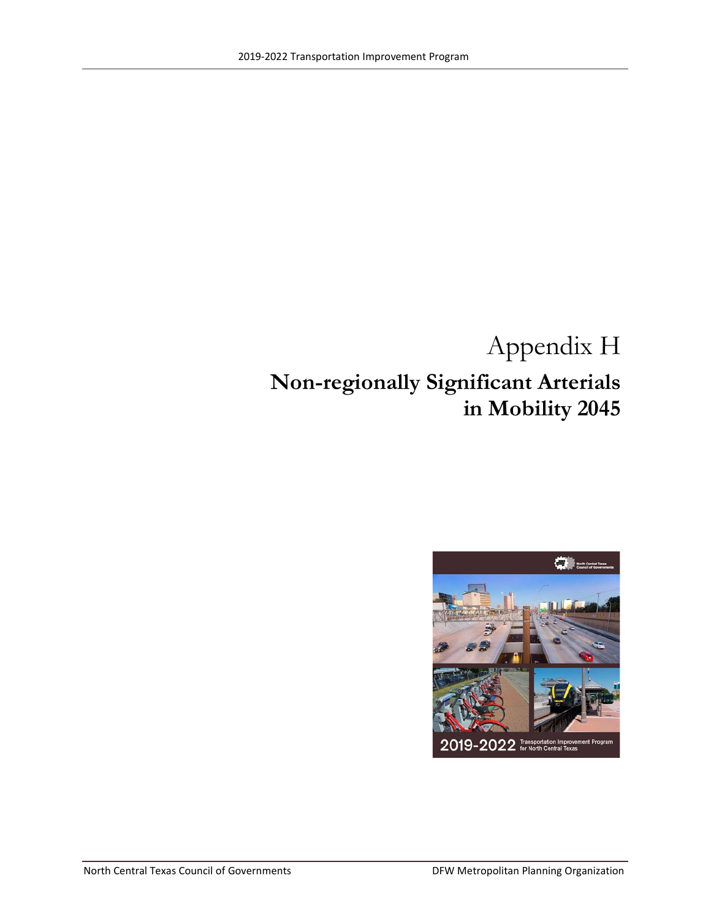# Appendix H

## Non-regionally Significant Arterials in Mobility 2045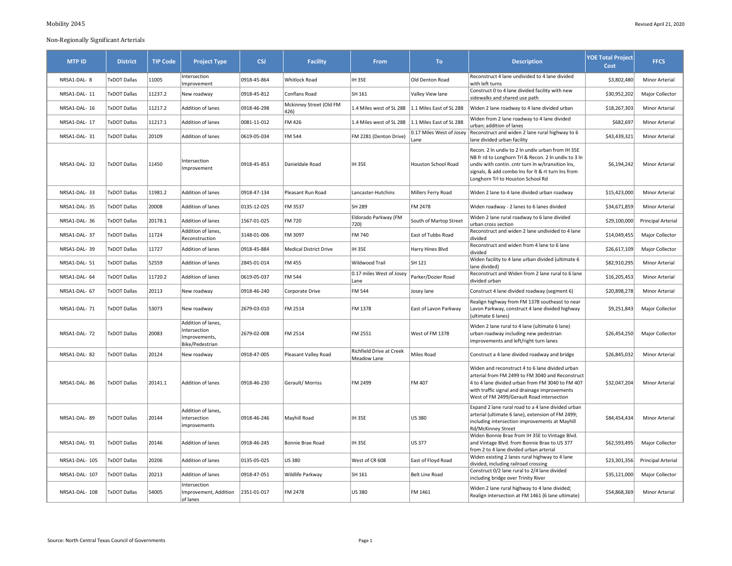Non-Regionally Significant Arterials

| MTP ID | District | TIP Code | Project Type | CSJ | Facility | From | To | Description | YOE Total Project Cost | FFCS |
|---|---|---|---|---|---|---|---|---|---|---|
| NRSA1-DAL- 8 | TxDOT Dallas | 11005 | Intersection Improvement | 0918-45-864 | Whitlock Road | IH 35E | Old Denton Road | Reconstruct 4 lane undivided to 4 lane divided with left turns | $3,802,480 | Minor Arterial |
| NRSA1-DAL- 11 | TxDOT Dallas | 11237.2 | New roadway | 0918-45-812 | Conflans Road | SH 161 | Valley View lane | Construct 0 to 4 lane divided facility with new sidewalks and shared use path | $30,952,202 | Major Collector |
| NRSA1-DAL- 16 | TxDOT Dallas | 11217.2 | Addition of lanes | 0918-46-298 | Mckinney Street (Old FM 426) | 1.4 Miles west of SL 288 | 1.1 Miles East of SL 288 | Widen 2 lane roadway to 4 lane divided urban | $18,267,303 | Minor Arterial |
| NRSA1-DAL- 17 | TxDOT Dallas | 11217.1 | Addition of lanes | 0081-11-012 | FM 426 | 1.4 Miles west of SL 288 | 1.1 Miles East of SL 288 | Widen from 2 lane roadway to 4 lane divided urban; addition of lanes | $682,697 | Minor Arterial |
| NRSA1-DAL- 31 | TxDOT Dallas | 20109 | Addition of lanes | 0619-05-034 | FM 544 | FM 2281 (Denton Drive) | 0.17 Miles West of Josey Lane | Reconstruct and widen 2 lane rural highway to 6 lane divided urban facility | $43,439,321 | Minor Arterial |
| NRSA1-DAL- 32 | TxDOT Dallas | 11450 | Intersection Improvement | 0918-45-853 | Danieldale Road | IH 35E | Houston School Road | Recon. 2 ln undiv to 2 ln undiv urban from IH 35E NB fr rd to Longhorn Trl & Recon. 2 ln undiv to 3 ln undiv with contin. cntr turn ln w/transition lns, signals, & add combo lns for lt & rt turn lns from Longhorn Trl to Houston School Rd | $6,194,242 | Minor Arterial |
| NRSA1-DAL- 33 | TxDOT Dallas | 11981.2 | Addition of lanes | 0918-47-134 | Pleasant Run Road | Lancaster-Hutchins | Millers Ferry Road | Widen 2 lane to 4 lane divided urban roadway | $15,423,000 | Minor Arterial |
| NRSA1-DAL- 35 | TxDOT Dallas | 20008 | Addition of lanes | 0135-12-025 | FM 3537 | SH 289 | FM 2478 | Widen roadway - 2 lanes to 6 lanes divided | $34,671,859 | Minor Arterial |
| NRSA1-DAL- 36 | TxDOT Dallas | 20178.1 | Addition of lanes | 1567-01-025 | FM 720 | Eldorado Parkway (FM 720) | South of Martop Street | Widen 2 lane rural roadway to 6 lane divided urban cross section | $29,100,000 | Principal Arterial |
| NRSA1-DAL- 37 | TxDOT Dallas | 11724 | Addition of lanes, Reconstruction | 3148-01-006 | FM 3097 | FM 740 | East of Tubbs Road | Reconstruct and widen 2 lane undivided to 4 lane divided | $14,049,455 | Major Collector |
| NRSA1-DAL- 39 | TxDOT Dallas | 11727 | Addition of lanes | 0918-45-884 | Medical District Drive | IH 35E | Harry Hines Blvd | Reconstruct and widen from 4 lane to 6 lane divided | $26,617,109 | Major Collector |
| NRSA1-DAL- 51 | TxDOT Dallas | 52559 | Addition of lanes | 2845-01-014 | FM 455 | Wildwood Trail | SH 121 | Widen facility to 4 lane urban divided (ultimate 6 lane divided) | $82,910,295 | Minor Arterial |
| NRSA1-DAL- 64 | TxDOT Dallas | 11720.2 | Addition of lanes | 0619-05-037 | FM 544 | 0.17 miles West of Josey Lane | Parker/Dozier Road | Reconstruct and Widen from 2 lane rural to 6 lane divided urban | $16,205,453 | Minor Arterial |
| NRSA1-DAL- 67 | TxDOT Dallas | 20113 | New roadway | 0918-46-240 | Corporate Drive | FM 544 | Josey lane | Construct 4 lane divided roadway (segment 6) | $20,898,278 | Minor Arterial |
| NRSA1-DAL- 71 | TxDOT Dallas | 53073 | New roadway | 2679-03-010 | FM 2514 | FM 1378 | East of Lavon Parkway | Realign highway from FM 1378 southeast to near Lavon Parkway, construct 4 lane divided highway (ultimate 6 lanes) | $9,251,843 | Major Collector |
| NRSA1-DAL- 72 | TxDOT Dallas | 20083 | Addition of lanes, Intersection Improvements, Bike/Pedestrian | 2679-02-008 | FM 2514 | FM 2551 | West of FM 1378 | Widen 2 lane rural to 4 lane (ultimate 6 lane) urban roadway including new pedestrian improvements and left/right turn lanes | $26,454,250 | Major Collector |
| NRSA1-DAL- 82 | TxDOT Dallas | 20124 | New roadway | 0918-47-005 | Pleasant Valley Road | Richfield Drive at Creek Meadow Lane | Miles Road | Construct a 4 lane divided roadway and bridge | $26,845,032 | Minor Arterial |
| NRSA1-DAL- 86 | TxDOT Dallas | 20141.1 | Addition of lanes | 0918-46-230 | Gerault/ Morriss | FM 2499 | FM 407 | Widen and reconstruct 4 to 6 lane divided urban arterial from FM 2499 to FM 3040 and Reconstruct 4 to 4 lane divided urban from FM 3040 to FM 407 with traffic signal and drainage improvements West of FM 2499/Gerault Road intersection | $32,047,204 | Minor Arterial |
| NRSA1-DAL- 89 | TxDOT Dallas | 20144 | Addition of lanes, intersection improvements | 0918-46-246 | Mayhill Road | IH 35E | US 380 | Expand 2 lane rural road to a 4 lane divided urban arterial (ultimate 6 lane), extension of FM 2499; including intersection improvements at Mayhill Rd/McKinney Street | $84,454,434 | Minor Arterial |
| NRSA1-DAL- 91 | TxDOT Dallas | 20146 | Addition of lanes | 0918-46-245 | Bonnie Brae Road | IH 35E | US 377 | Widen Bonnie Brae from IH 35E to Vintage Blvd. and Vintage Blvd. from Bonnie Brae to US 377 from 2 to 4 lane divided urban arterial | $62,593,495 | Major Collector |
| NRSA1-DAL- 105 | TxDOT Dallas | 20206 | Addition of lanes | 0135-05-025 | US 380 | West of CR 608 | East of Floyd Road | Widen existing 2 lanes rural highway to 4 lane divided, including railroad crossing | $23,301,356 | Principal Arterial |
| NRSA1-DAL- 107 | TxDOT Dallas | 20213 | Addition of lanes | 0918-47-051 | Wildlife Parkway | SH 161 | Belt Line Road | Construct 0/2 lane rural to 2/4 lane divided including bridge over Trinity River | $35,121,000 | Major Collector |
| NRSA1-DAL- 108 | TxDOT Dallas | 54005 | Intersection Improvement, Addition of lanes | 2351-01-017 | FM 2478 | US 380 | FM 1461 | Widen 2 lane rural highway to 4 lane divided; Realign intersection at FM 1461 (6 lane ultimate) | $54,868,369 | Minor Arterial |

Source: North Central Texas Council of Governments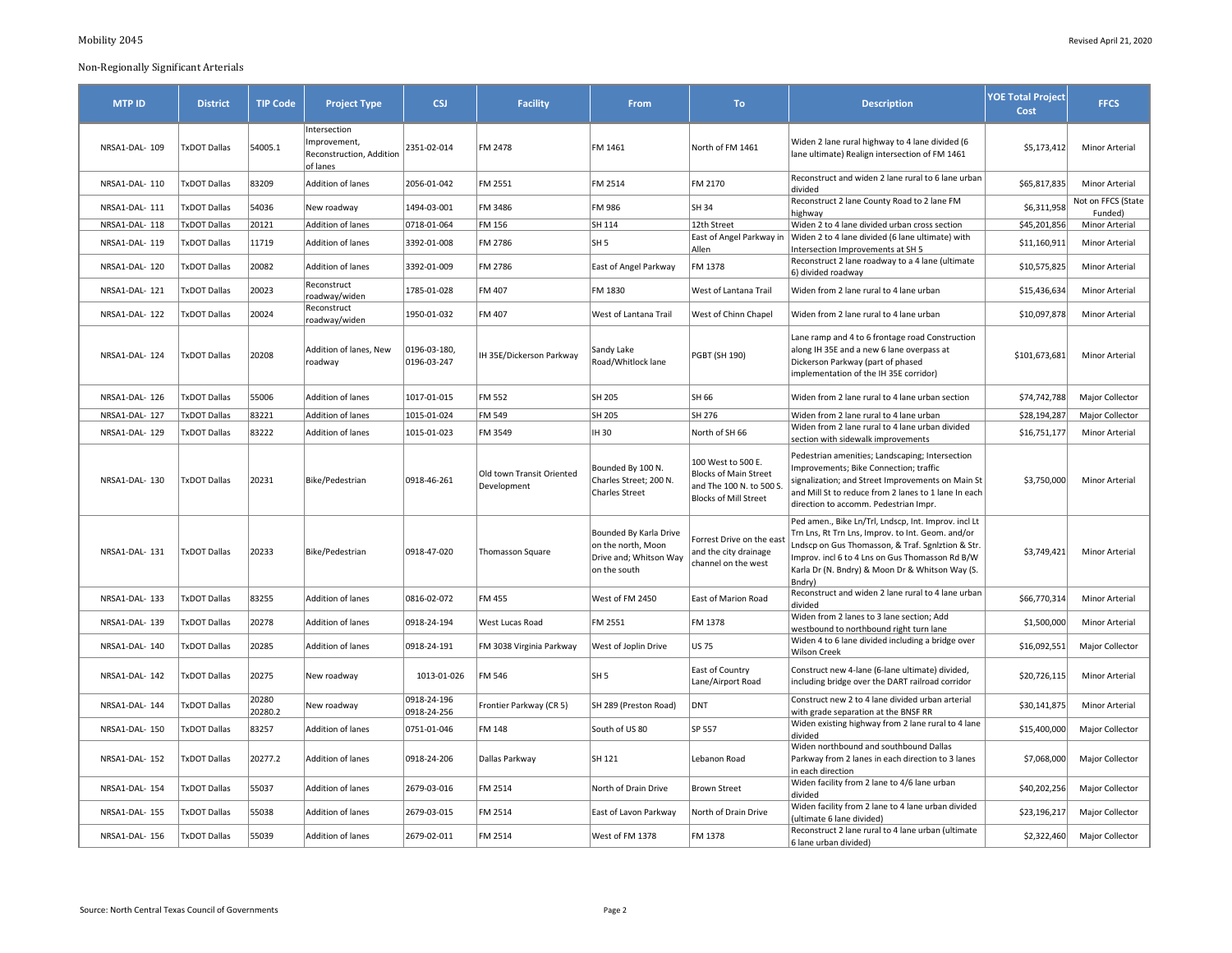Non-Regionally Significant Arterials

| MTP ID | District | TIP Code | Project Type | CSJ | Facility | From | To | Description | YOE Total Project Cost | FFCS |
|---|---|---|---|---|---|---|---|---|---|---|
| NRSA1-DAL- 109 | TxDOT Dallas | 54005.1 | Intersection Improvement, Reconstruction, Addition of lanes | 2351-02-014 | FM 2478 | FM 1461 | North of FM 1461 | Widen 2 lane rural highway to 4 lane divided (6 lane ultimate) Realign intersection of FM 1461 | $5,173,412 | Minor Arterial |
| NRSA1-DAL- 110 | TxDOT Dallas | 83209 | Addition of lanes | 2056-01-042 | FM 2551 | FM 2514 | FM 2170 | Reconstruct and widen 2 lane rural to 6 lane urban divided | $65,817,835 | Minor Arterial |
| NRSA1-DAL- 111 | TxDOT Dallas | 54036 | New roadway | 1494-03-001 | FM 3486 | FM 986 | SH 34 | Reconstruct 2 lane County Road to 2 lane FM highway | $6,311,958 | Not on FFCS (State Funded) |
| NRSA1-DAL- 118 | TxDOT Dallas | 20121 | Addition of lanes | 0718-01-064 | FM 156 | SH 114 | 12th Street | Widen 2 to 4 lane divided urban cross section | $45,201,856 | Minor Arterial |
| NRSA1-DAL- 119 | TxDOT Dallas | 11719 | Addition of lanes | 3392-01-008 | FM 2786 | SH 5 | East of Angel Parkway in Allen | Widen 2 to 4 lane divided (6 lane ultimate) with Intersection Improvements at SH 5 | $11,160,911 | Minor Arterial |
| NRSA1-DAL- 120 | TxDOT Dallas | 20082 | Addition of lanes | 3392-01-009 | FM 2786 | East of Angel Parkway | FM 1378 | Reconstruct 2 lane roadway to a 4 lane (ultimate 6) divided roadway | $10,575,825 | Minor Arterial |
| NRSA1-DAL- 121 | TxDOT Dallas | 20023 | Reconstruct roadway/widen | 1785-01-028 | FM 407 | FM 1830 | West of Lantana Trail | Widen from 2 lane rural to 4 lane urban | $15,436,634 | Minor Arterial |
| NRSA1-DAL- 122 | TxDOT Dallas | 20024 | Reconstruct roadway/widen | 1950-01-032 | FM 407 | West of Lantana Trail | West of Chinn Chapel | Widen from 2 lane rural to 4 lane urban | $10,097,878 | Minor Arterial |
| NRSA1-DAL- 124 | TxDOT Dallas | 20208 | Addition of lanes, New roadway | 0196-03-180, 0196-03-247 | IH 35E/Dickerson Parkway | Sandy Lake Road/Whitlock lane | PGBT (SH 190) | Lane ramp and 4 to 6 frontage road Construction along IH 35E and a new 6 lane overpass at Dickerson Parkway (part of phased implementation of the IH 35E corridor) | $101,673,681 | Minor Arterial |
| NRSA1-DAL- 126 | TxDOT Dallas | 55006 | Addition of lanes | 1017-01-015 | FM 552 | SH 205 | SH 66 | Widen from 2 lane rural to 4 lane urban section | $74,742,788 | Major Collector |
| NRSA1-DAL- 127 | TxDOT Dallas | 83221 | Addition of lanes | 1015-01-024 | FM 549 | SH 205 | SH 276 | Widen from 2 lane rural to 4 lane urban | $28,194,287 | Major Collector |
| NRSA1-DAL- 129 | TxDOT Dallas | 83222 | Addition of lanes | 1015-01-023 | FM 3549 | IH 30 | North of SH 66 | Widen from 2 lane rural to 4 lane urban divided section with sidewalk improvements | $16,751,177 | Minor Arterial |
| NRSA1-DAL- 130 | TxDOT Dallas | 20231 | Bike/Pedestrian | 0918-46-261 | Old town Transit Oriented Development | Bounded By 100 N. Charles Street; 200 N. Charles Street | 100 West to 500 E. Blocks of Main Street and The 100 N. to 500 S. Blocks of Mill Street | Pedestrian amenities; Landscaping; Intersection Improvements; Bike Connection; traffic signalization; and Street Improvements on Main St and Mill St to reduce from 2 lanes to 1 lane In each direction to accomm. Pedestrian Impr. | $3,750,000 | Minor Arterial |
| NRSA1-DAL- 131 | TxDOT Dallas | 20233 | Bike/Pedestrian | 0918-47-020 | Thomasson Square | Bounded By Karla Drive on the north, Moon Drive and; Whitson Way on the south | Forrest Drive on the east and the city drainage channel on the west | Ped amen., Bike Ln/Trl, Lndscp, Int. Improv. incl Lt Trn Lns, Rt Trn Lns, Improv. to Int. Geom. and/or Lndscp on Gus Thomasson, & Traf. Sgnlztion & Str. Improv. incl 6 to 4 Lns on Gus Thomasson Rd B/W Karla Dr (N. Bndry) & Moon Dr & Whitson Way (S. Bndry) | $3,749,421 | Minor Arterial |
| NRSA1-DAL- 133 | TxDOT Dallas | 83255 | Addition of lanes | 0816-02-072 | FM 455 | West of FM 2450 | East of Marion Road | Reconstruct and widen 2 lane rural to 4 lane urban divided | $66,770,314 | Minor Arterial |
| NRSA1-DAL- 139 | TxDOT Dallas | 20278 | Addition of lanes | 0918-24-194 | West Lucas Road | FM 2551 | FM 1378 | Widen from 2 lanes to 3 lane section; Add westbound to northbound right turn lane | $1,500,000 | Minor Arterial |
| NRSA1-DAL- 140 | TxDOT Dallas | 20285 | Addition of lanes | 0918-24-191 | FM 3038 Virginia Parkway | West of Joplin Drive | US 75 | Widen 4 to 6 lane divided including a bridge over Wilson Creek | $16,092,551 | Major Collector |
| NRSA1-DAL- 142 | TxDOT Dallas | 20275 | New roadway | 1013-01-026 | FM 546 | SH 5 | East of Country Lane/Airport Road | Construct new 4-lane (6-lane ultimate) divided, including bridge over the DART railroad corridor | $20,726,115 | Minor Arterial |
| NRSA1-DAL- 144 | TxDOT Dallas | 20280 20280.2 | New roadway | 0918-24-196 0918-24-256 | Frontier Parkway (CR 5) | SH 289 (Preston Road) | DNT | Construct new 2 to 4 lane divided urban arterial with grade separation at the BNSF RR | $30,141,875 | Minor Arterial |
| NRSA1-DAL- 150 | TxDOT Dallas | 83257 | Addition of lanes | 0751-01-046 | FM 148 | South of US 80 | SP 557 | Widen existing highway from 2 lane rural to 4 lane divided | $15,400,000 | Major Collector |
| NRSA1-DAL- 152 | TxDOT Dallas | 20277.2 | Addition of lanes | 0918-24-206 | Dallas Parkway | SH 121 | Lebanon Road | Widen northbound and southbound Dallas Parkway from 2 lanes in each direction to 3 lanes in each direction | $7,068,000 | Major Collector |
| NRSA1-DAL- 154 | TxDOT Dallas | 55037 | Addition of lanes | 2679-03-016 | FM 2514 | North of Drain Drive | Brown Street | Widen facility from 2 lane to 4/6 lane urban divided | $40,202,256 | Major Collector |
| NRSA1-DAL- 155 | TxDOT Dallas | 55038 | Addition of lanes | 2679-03-015 | FM 2514 | East of Lavon Parkway | North of Drain Drive | Widen facility from 2 lane to 4 lane urban divided (ultimate 6 lane divided) | $23,196,217 | Major Collector |
| NRSA1-DAL- 156 | TxDOT Dallas | 55039 | Addition of lanes | 2679-02-011 | FM 2514 | West of FM 1378 | FM 1378 | Reconstruct 2 lane rural to 4 lane urban (ultimate 6 lane urban divided) | $2,322,460 | Major Collector |

Source: North Central Texas Council of Governments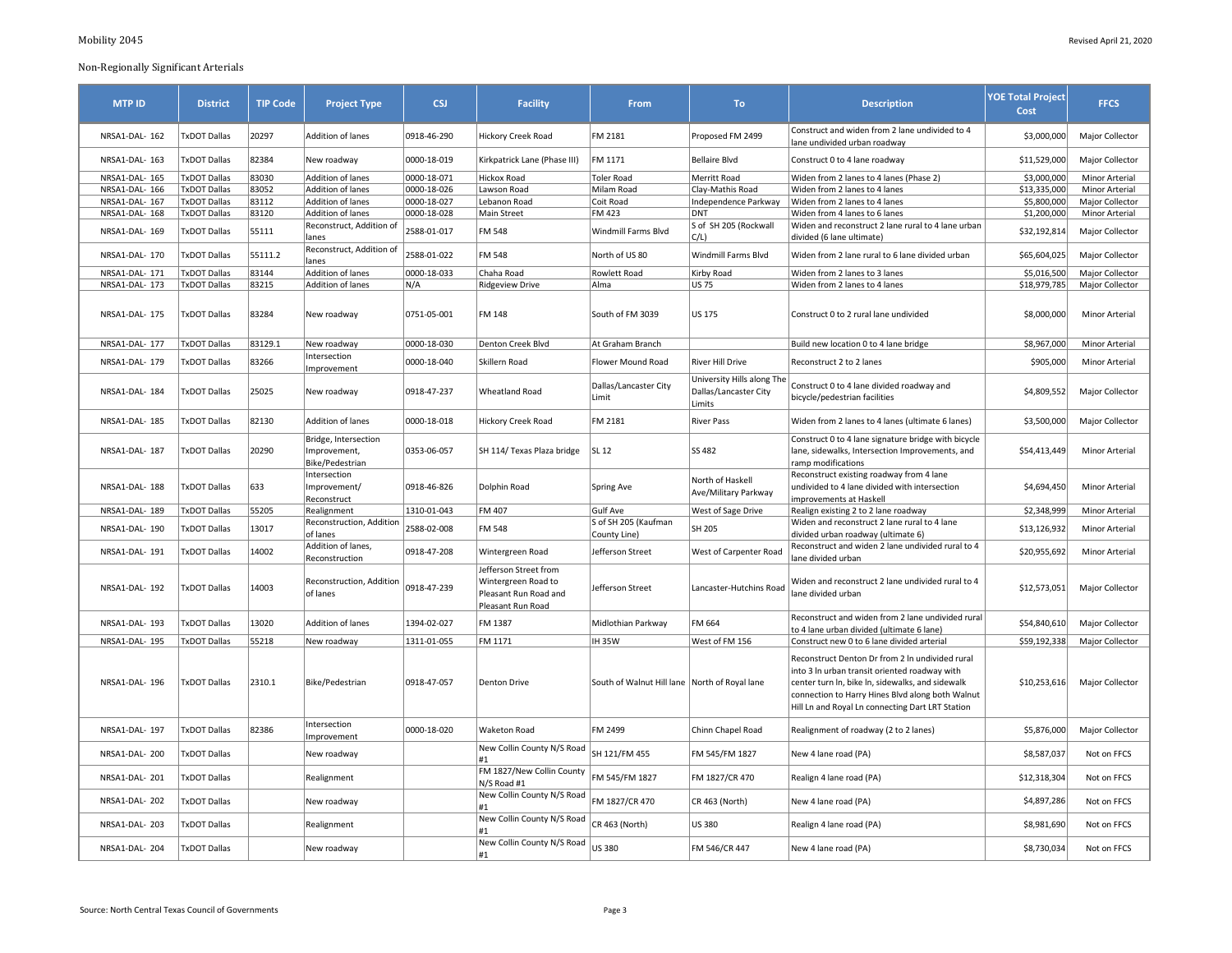## Non-Regionally Significant Arterials

| MTP ID | District | TIP Code | Project Type | CSJ | Facility | From | To | Description | YOE Total Project Cost | FFCS |
|---|---|---|---|---|---|---|---|---|---|---|
| NRSA1-DAL- 162 | TxDOT Dallas | 20297 | Addition of lanes | 0918-46-290 | Hickory Creek Road | FM 2181 | Proposed FM 2499 | Construct and widen from 2 lane undivided to 4 lane undivided urban roadway | $3,000,000 | Major Collector |
| NRSA1-DAL- 163 | TxDOT Dallas | 82384 | New roadway | 0000-18-019 | Kirkpatrick Lane (Phase III) | FM 1171 | Bellaire Blvd | Construct 0 to 4 lane roadway | $11,529,000 | Major Collector |
| NRSA1-DAL- 165 | TxDOT Dallas | 83030 | Addition of lanes | 0000-18-071 | Hickox Road | Toler Road | Merritt Road | Widen from 2 lanes to 4 lanes (Phase 2) | $3,000,000 | Minor Arterial |
| NRSA1-DAL- 166 | TxDOT Dallas | 83052 | Addition of lanes | 0000-18-026 | Lawson Road | Milam Road | Clay-Mathis Road | Widen from 2 lanes to 4 lanes | $13,335,000 | Minor Arterial |
| NRSA1-DAL- 167 | TxDOT Dallas | 83112 | Addition of lanes | 0000-18-027 | Lebanon Road | Coit Road | Independence Parkway | Widen from 2 lanes to 4 lanes | $5,800,000 | Major Collector |
| NRSA1-DAL- 168 | TxDOT Dallas | 83120 | Addition of lanes | 0000-18-028 | Main Street | FM 423 | DNT | Widen from 4 lanes to 6 lanes | $1,200,000 | Minor Arterial |
| NRSA1-DAL- 169 | TxDOT Dallas | 55111 | Reconstruct, Addition of lanes | 2588-01-017 | FM 548 | Windmill Farms Blvd | S of SH 205 (Rockwall C/L) | Widen and reconstruct 2 lane rural to 4 lane urban divided (6 lane ultimate) | $32,192,814 | Major Collector |
| NRSA1-DAL- 170 | TxDOT Dallas | 55111.2 | Reconstruct, Addition of lanes | 2588-01-022 | FM 548 | North of US 80 | Windmill Farms Blvd | Widen from 2 lane rural to 6 lane divided urban | $65,604,025 | Major Collector |
| NRSA1-DAL- 171 | TxDOT Dallas | 83144 | Addition of lanes | 0000-18-033 | Chaha Road | Rowlett Road | Kirby Road | Widen from 2 lanes to 3 lanes | $5,016,500 | Major Collector |
| NRSA1-DAL- 173 | TxDOT Dallas | 83215 | Addition of lanes | N/A | Ridgeview Drive | Alma | US 75 | Widen from 2 lanes to 4 lanes | $18,979,785 | Major Collector |
| NRSA1-DAL- 175 | TxDOT Dallas | 83284 | New roadway | 0751-05-001 | FM 148 | South of FM 3039 | US 175 | Construct 0 to 2 rural lane undivided | $8,000,000 | Minor Arterial |
| NRSA1-DAL- 177 | TxDOT Dallas | 83129.1 | New roadway | 0000-18-030 | Denton Creek Blvd | At Graham Branch | | Build new location 0 to 4 lane bridge | $8,967,000 | Minor Arterial |
| NRSA1-DAL- 179 | TxDOT Dallas | 83266 | Intersection Improvement | 0000-18-040 | Skillern Road | Flower Mound Road | River Hill Drive | Reconstruct 2 to 2 lanes | $905,000 | Minor Arterial |
| NRSA1-DAL- 184 | TxDOT Dallas | 25025 | New roadway | 0918-47-237 | Wheatland Road | Dallas/Lancaster City Limit | University Hills along The Dallas/Lancaster City Limits | Construct 0 to 4 lane divided roadway and bicycle/pedestrian facilities | $4,809,552 | Major Collector |
| NRSA1-DAL- 185 | TxDOT Dallas | 82130 | Addition of lanes | 0000-18-018 | Hickory Creek Road | FM 2181 | River Pass | Widen from 2 lanes to 4 lanes (ultimate 6 lanes) | $3,500,000 | Major Collector |
| NRSA1-DAL- 187 | TxDOT Dallas | 20290 | Bridge, Intersection Improvement, Bike/Pedestrian | 0353-06-057 | SH 114/ Texas Plaza bridge | SL 12 | SS 482 | Construct 0 to 4 lane signature bridge with bicycle lane, sidewalks, Intersection Improvements, and ramp modifications | $54,413,449 | Minor Arterial |
| NRSA1-DAL- 188 | TxDOT Dallas | 633 | Intersection Improvement/ Reconstruct | 0918-46-826 | Dolphin Road | Spring Ave | North of Haskell Ave/Military Parkway | Reconstruct existing roadway from 4 lane undivided to 4 lane divided with intersection improvements at Haskell | $4,694,450 | Minor Arterial |
| NRSA1-DAL- 189 | TxDOT Dallas | 55205 | Realignment | 1310-01-043 | FM 407 | Gulf Ave | West of Sage Drive | Realign existing 2 to 2 lane roadway | $2,348,999 | Minor Arterial |
| NRSA1-DAL- 190 | TxDOT Dallas | 13017 | Reconstruction, Addition of lanes | 2588-02-008 | FM 548 | S of SH 205 (Kaufman County Line) | SH 205 | Widen and reconstruct 2 lane rural to 4 lane divided urban roadway (ultimate 6) | $13,126,932 | Minor Arterial |
| NRSA1-DAL- 191 | TxDOT Dallas | 14002 | Addition of lanes, Reconstruction | 0918-47-208 | Wintergreen Road | Jefferson Street | West of Carpenter Road | Reconstruct and widen 2 lane undivided rural to 4 lane divided urban | $20,955,692 | Minor Arterial |
| NRSA1-DAL- 192 | TxDOT Dallas | 14003 | Reconstruction, Addition of lanes | 0918-47-239 | Jefferson Street from Wintergreen Road to Pleasant Run Road and Pleasant Run Road | Jefferson Street | Lancaster-Hutchins Road | Widen and reconstruct 2 lane undivided rural to 4 lane divided urban | $12,573,051 | Major Collector |
| NRSA1-DAL- 193 | TxDOT Dallas | 13020 | Addition of lanes | 1394-02-027 | FM 1387 | Midlothian Parkway | FM 664 | Reconstruct and widen from 2 lane undivided rural to 4 lane urban divided (ultimate 6 lane) | $54,840,610 | Major Collector |
| NRSA1-DAL- 195 | TxDOT Dallas | 55218 | New roadway | 1311-01-055 | FM 1171 | IH 35W | West of FM 156 | Construct new 0 to 6 lane divided arterial | $59,192,338 | Major Collector |
| NRSA1-DAL- 196 | TxDOT Dallas | 2310.1 | Bike/Pedestrian | 0918-47-057 | Denton Drive | South of Walnut Hill lane | North of Royal lane | Reconstruct Denton Dr from 2 ln undivided rural into 3 ln urban transit oriented roadway with center turn ln, bike ln, sidewalks, and sidewalk connection to Harry Hines Blvd along both Walnut Hill Ln and Royal Ln connecting Dart LRT Station | $10,253,616 | Major Collector |
| NRSA1-DAL- 197 | TxDOT Dallas | 82386 | Intersection Improvement | 0000-18-020 | Waketon Road | FM 2499 | Chinn Chapel Road | Realignment of roadway (2 to 2 lanes) | $5,876,000 | Major Collector |
| NRSA1-DAL- 200 | TxDOT Dallas | | New roadway | | New Collin County N/S Road #1 | SH 121/FM 455 | FM 545/FM 1827 | New 4 lane road (PA) | $8,587,037 | Not on FFCS |
| NRSA1-DAL- 201 | TxDOT Dallas | | Realignment | | FM 1827/New Collin County N/S Road #1 | FM 545/FM 1827 | FM 1827/CR 470 | Realign 4 lane road (PA) | $12,318,304 | Not on FFCS |
| NRSA1-DAL- 202 | TxDOT Dallas | | New roadway | | New Collin County N/S Road #1 | FM 1827/CR 470 | CR 463 (North) | New 4 lane road (PA) | $4,897,286 | Not on FFCS |
| NRSA1-DAL- 203 | TxDOT Dallas | | Realignment | | New Collin County N/S Road #1 | CR 463 (North) | US 380 | Realign 4 lane road (PA) | $8,981,690 | Not on FFCS |
| NRSA1-DAL- 204 | TxDOT Dallas | | New roadway | | New Collin County N/S Road #1 | US 380 | FM 546/CR 447 | New 4 lane road (PA) | $8,730,034 | Not on FFCS |

Source: North Central Texas Council of Governments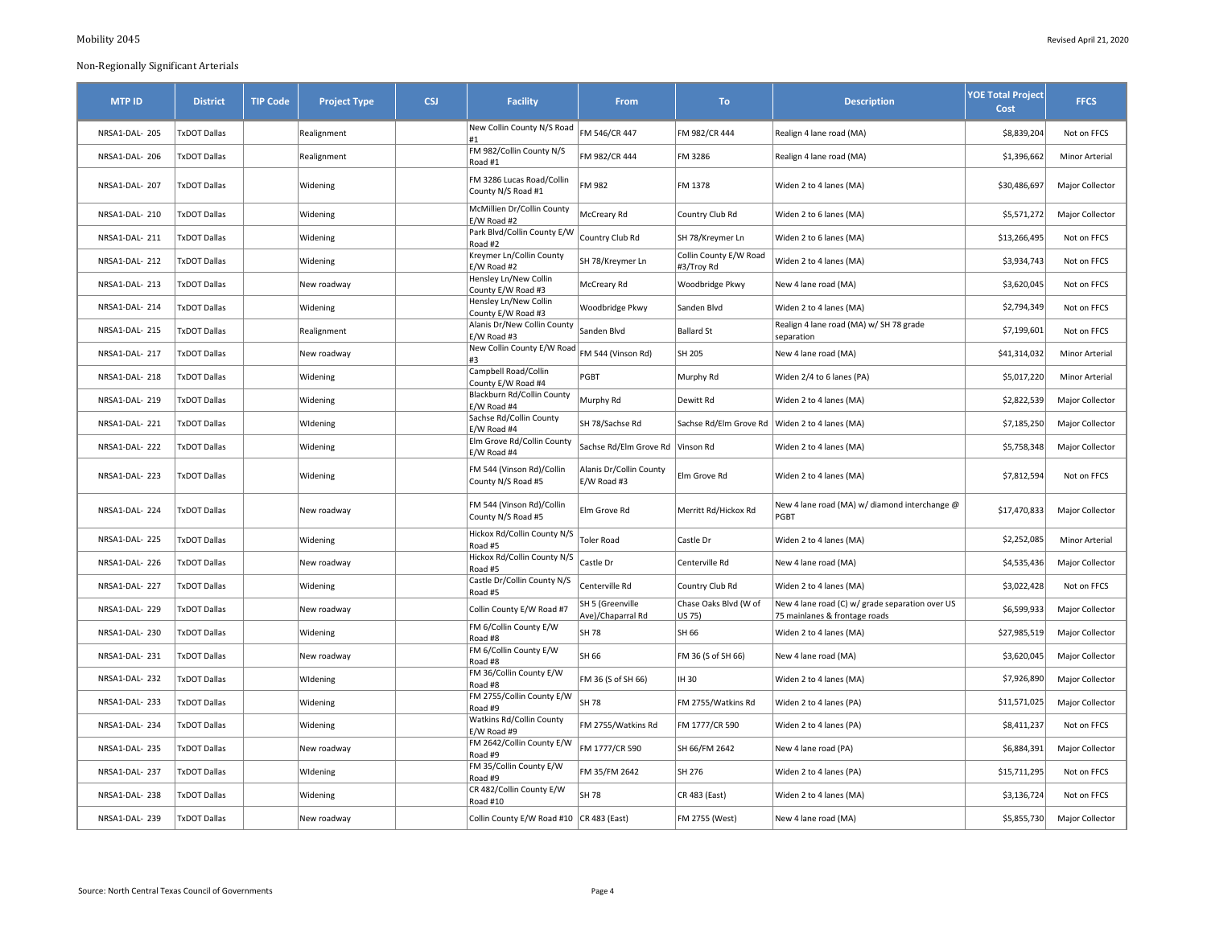Non-Regionally Significant Arterials

| MTP ID | District | TIP Code | Project Type | CSJ | Facility | From | To | Description | YOE Total Project Cost | FFCS |
|---|---|---|---|---|---|---|---|---|---|---|
| NRSA1-DAL- 205 | TxDOT Dallas | | Realignment | | New Collin County N/S Road #1 | FM 546/CR 447 | FM 982/CR 444 | Realign 4 lane road (MA) | $8,839,204 | Not on FFCS |
| NRSA1-DAL- 206 | TxDOT Dallas | | Realignment | | FM 982/Collin County N/S Road #1 | FM 982/CR 444 | FM 3286 | Realign 4 lane road (MA) | $1,396,662 | Minor Arterial |
| NRSA1-DAL- 207 | TxDOT Dallas | | Widening | | FM 3286 Lucas Road/Collin County N/S Road #1 | FM 982 | FM 1378 | Widen 2 to 4 lanes (MA) | $30,486,697 | Major Collector |
| NRSA1-DAL- 210 | TxDOT Dallas | | Widening | | McMillien Dr/Collin County E/W Road #2 | McCreary Rd | Country Club Rd | Widen 2 to 6 lanes (MA) | $5,571,272 | Major Collector |
| NRSA1-DAL- 211 | TxDOT Dallas | | Widening | | Park Blvd/Collin County E/W Road #2 | Country Club Rd | SH 78/Kreymer Ln | Widen 2 to 6 lanes (MA) | $13,266,495 | Not on FFCS |
| NRSA1-DAL- 212 | TxDOT Dallas | | Widening | | Kreymer Ln/Collin County E/W Road #2 | SH 78/Kreymer Ln | Collin County E/W Road #3/Troy Rd | Widen 2 to 4 lanes (MA) | $3,934,743 | Not on FFCS |
| NRSA1-DAL- 213 | TxDOT Dallas | | New roadway | | Hensley Ln/New Collin County E/W Road #3 | McCreary Rd | Woodbridge Pkwy | New 4 lane road (MA) | $3,620,045 | Not on FFCS |
| NRSA1-DAL- 214 | TxDOT Dallas | | Widening | | Hensley Ln/New Collin County E/W Road #3 | Woodbridge Pkwy | Sanden Blvd | Widen 2 to 4 lanes (MA) | $2,794,349 | Not on FFCS |
| NRSA1-DAL- 215 | TxDOT Dallas | | Realignment | | Alanis Dr/New Collin County E/W Road #3 | Sanden Blvd | Ballard St | Realign 4 lane road (MA) w/ SH 78 grade separation | $7,199,601 | Not on FFCS |
| NRSA1-DAL- 217 | TxDOT Dallas | | New roadway | | New Collin County E/W Road #3 | FM 544 (Vinson Rd) | SH 205 | New 4 lane road (MA) | $41,314,032 | Minor Arterial |
| NRSA1-DAL- 218 | TxDOT Dallas | | Widening | | Campbell Road/Collin County E/W Road #4 | PGBT | Murphy Rd | Widen 2/4 to 6 lanes (PA) | $5,017,220 | Minor Arterial |
| NRSA1-DAL- 219 | TxDOT Dallas | | Widening | | Blackburn Rd/Collin County E/W Road #4 | Murphy Rd | Dewitt Rd | Widen 2 to 4 lanes (MA) | $2,822,539 | Major Collector |
| NRSA1-DAL- 221 | TxDOT Dallas | | WIdening | | Sachse Rd/Collin County E/W Road #4 | SH 78/Sachse Rd | Sachse Rd/Elm Grove Rd | Widen 2 to 4 lanes (MA) | $7,185,250 | Major Collector |
| NRSA1-DAL- 222 | TxDOT Dallas | | Widening | | Elm Grove Rd/Collin County E/W Road #4 | Sachse Rd/Elm Grove Rd | Vinson Rd | Widen 2 to 4 lanes (MA) | $5,758,348 | Major Collector |
| NRSA1-DAL- 223 | TxDOT Dallas | | Widening | | FM 544 (Vinson Rd)/Collin County N/S Road #5 | Alanis Dr/Collin County E/W Road #3 | Elm Grove Rd | Widen 2 to 4 lanes (MA) | $7,812,594 | Not on FFCS |
| NRSA1-DAL- 224 | TxDOT Dallas | | New roadway | | FM 544 (Vinson Rd)/Collin County N/S Road #5 | Elm Grove Rd | Merritt Rd/Hickox Rd | New 4 lane road (MA) w/ diamond interchange @ PGBT | $17,470,833 | Major Collector |
| NRSA1-DAL- 225 | TxDOT Dallas | | Widening | | Hickox Rd/Collin County N/S Road #5 | Toler Road | Castle Dr | Widen 2 to 4 lanes (MA) | $2,252,085 | Minor Arterial |
| NRSA1-DAL- 226 | TxDOT Dallas | | New roadway | | Hickox Rd/Collin County N/S Road #5 | Castle Dr | Centerville Rd | New 4 lane road (MA) | $4,535,436 | Major Collector |
| NRSA1-DAL- 227 | TxDOT Dallas | | Widening | | Castle Dr/Collin County N/S Road #5 | Centerville Rd | Country Club Rd | Widen 2 to 4 lanes (MA) | $3,022,428 | Not on FFCS |
| NRSA1-DAL- 229 | TxDOT Dallas | | New roadway | | Collin County E/W Road #7 | SH 5 (Greenville Ave)/Chaparral Rd | Chase Oaks Blvd (W of US 75) | New 4 lane road (C) w/ grade separation over US 75 mainlanes & frontage roads | $6,599,933 | Major Collector |
| NRSA1-DAL- 230 | TxDOT Dallas | | Widening | | FM 6/Collin County E/W Road #8 | SH 78 | SH 66 | Widen 2 to 4 lanes (MA) | $27,985,519 | Major Collector |
| NRSA1-DAL- 231 | TxDOT Dallas | | New roadway | | FM 6/Collin County E/W Road #8 | SH 66 | FM 36 (S of SH 66) | New 4 lane road (MA) | $3,620,045 | Major Collector |
| NRSA1-DAL- 232 | TxDOT Dallas | | WIdening | | FM 36/Collin County E/W Road #8 | FM 36 (S of SH 66) | IH 30 | Widen 2 to 4 lanes (MA) | $7,926,890 | Major Collector |
| NRSA1-DAL- 233 | TxDOT Dallas | | Widening | | FM 2755/Collin County E/W Road #9 | SH 78 | FM 2755/Watkins Rd | Widen 2 to 4 lanes (PA) | $11,571,025 | Major Collector |
| NRSA1-DAL- 234 | TxDOT Dallas | | Widening | | Watkins Rd/Collin County E/W Road #9 | FM 2755/Watkins Rd | FM 1777/CR 590 | Widen 2 to 4 lanes (PA) | $8,411,237 | Not on FFCS |
| NRSA1-DAL- 235 | TxDOT Dallas | | New roadway | | FM 2642/Collin County E/W Road #9 | FM 1777/CR 590 | SH 66/FM 2642 | New 4 lane road (PA) | $6,884,391 | Major Collector |
| NRSA1-DAL- 237 | TxDOT Dallas | | WIdening | | FM 35/Collin County E/W Road #9 | FM 35/FM 2642 | SH 276 | Widen 2 to 4 lanes (PA) | $15,711,295 | Not on FFCS |
| NRSA1-DAL- 238 | TxDOT Dallas | | Widening | | CR 482/Collin County E/W Road #10 | SH 78 | CR 483 (East) | Widen 2 to 4 lanes (MA) | $3,136,724 | Not on FFCS |
| NRSA1-DAL- 239 | TxDOT Dallas | | New roadway | | Collin County E/W Road #10 | CR 483 (East) | FM 2755 (West) | New 4 lane road (MA) | $5,855,730 | Major Collector |

Source: North Central Texas Council of Governments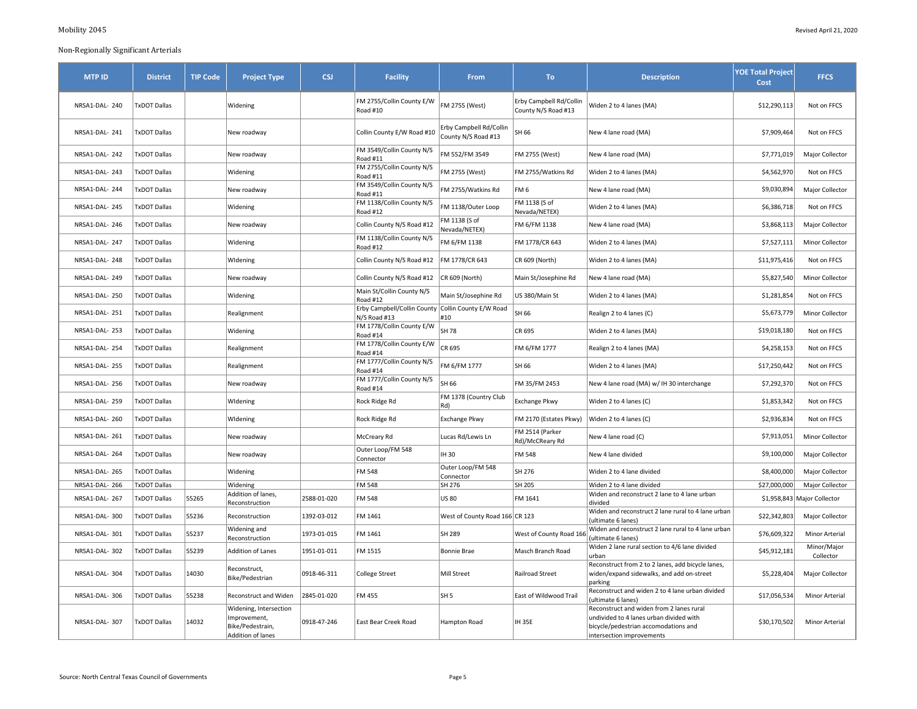Non-Regionally Significant Arterials

| MTP ID | District | TIP Code | Project Type | CSJ | Facility | From | To | Description | YOE Total Project Cost | FFCS |
|---|---|---|---|---|---|---|---|---|---|---|
| NRSA1-DAL- 240 | TxDOT Dallas | | Widening | | FM 2755/Collin County E/W Road #10 | FM 2755 (West) | Erby Campbell Rd/Collin County N/S Road #13 | Widen 2 to 4 lanes (MA) | $12,290,113 | Not on FFCS |
| NRSA1-DAL- 241 | TxDOT Dallas | | New roadway | | Collin County E/W Road #10 | Erby Campbell Rd/Collin County N/S Road #13 | SH 66 | New 4 lane road (MA) | $7,909,464 | Not on FFCS |
| NRSA1-DAL- 242 | TxDOT Dallas | | New roadway | | FM 3549/Collin County N/S Road #11 | FM 552/FM 3549 | FM 2755 (West) | New 4 lane road (MA) | $7,771,019 | Major Collector |
| NRSA1-DAL- 243 | TxDOT Dallas | | Widening | | FM 2755/Collin County N/S Road #11 | FM 2755 (West) | FM 2755/Watkins Rd | Widen 2 to 4 lanes (MA) | $4,562,970 | Not on FFCS |
| NRSA1-DAL- 244 | TxDOT Dallas | | New roadway | | FM 3549/Collin County N/S Road #11 | FM 2755/Watkins Rd | FM 6 | New 4 lane road (MA) | $9,030,894 | Major Collector |
| NRSA1-DAL- 245 | TxDOT Dallas | | Widening | | FM 1138/Collin County N/S Road #12 | FM 1138/Outer Loop | FM 1138 (S of Nevada/NETEX) | Widen 2 to 4 lanes (MA) | $6,386,718 | Not on FFCS |
| NRSA1-DAL- 246 | TxDOT Dallas | | New roadway | | Collin County N/S Road #12 | FM 1138 (S of Nevada/NETEX) | FM 6/FM 1138 | New 4 lane road (MA) | $3,868,113 | Major Collector |
| NRSA1-DAL- 247 | TxDOT Dallas | | Widening | | FM 1138/Collin County N/S Road #12 | FM 6/FM 1138 | FM 1778/CR 643 | Widen 2 to 4 lanes (MA) | $7,527,111 | Minor Collector |
| NRSA1-DAL- 248 | TxDOT Dallas | | WIdening | | Collin County N/S Road #12 | FM 1778/CR 643 | CR 609 (North) | Widen 2 to 4 lanes (MA) | $11,975,416 | Not on FFCS |
| NRSA1-DAL- 249 | TxDOT Dallas | | New roadway | | Collin County N/S Road #12 | CR 609 (North) | Main St/Josephine Rd | New 4 lane road (MA) | $5,827,540 | Minor Collector |
| NRSA1-DAL- 250 | TxDOT Dallas | | Widening | | Main St/Collin County N/S Road #12 | Main St/Josephine Rd | US 380/Main St | Widen 2 to 4 lanes (MA) | $1,281,854 | Not on FFCS |
| NRSA1-DAL- 251 | TxDOT Dallas | | Realignment | | Erby Campbell/Collin County N/S Road #13 | Collin County E/W Road #10 | SH 66 | Realign 2 to 4 lanes (C) | $5,673,779 | Minor Collector |
| NRSA1-DAL- 253 | TxDOT Dallas | | Widening | | FM 1778/Collin County E/W Road #14 | SH 78 | CR 695 | Widen 2 to 4 lanes (MA) | $19,018,180 | Not on FFCS |
| NRSA1-DAL- 254 | TxDOT Dallas | | Realignment | | FM 1778/Collin County E/W Road #14 | CR 695 | FM 6/FM 1777 | Realign 2 to 4 lanes (MA) | $4,258,153 | Not on FFCS |
| NRSA1-DAL- 255 | TxDOT Dallas | | Realignment | | FM 1777/Collin County N/S Road #14 | FM 6/FM 1777 | SH 66 | Widen 2 to 4 lanes (MA) | $17,250,442 | Not on FFCS |
| NRSA1-DAL- 256 | TxDOT Dallas | | New roadway | | FM 1777/Collin County N/S Road #14 | SH 66 | FM 35/FM 2453 | New 4 lane road (MA) w/ IH 30 interchange | $7,292,370 | Not on FFCS |
| NRSA1-DAL- 259 | TxDOT Dallas | | WIdening | | Rock Ridge Rd | FM 1378 (Country Club Rd) | Exchange Pkwy | Widen 2 to 4 lanes (C) | $1,853,342 | Not on FFCS |
| NRSA1-DAL- 260 | TxDOT Dallas | | WIdening | | Rock Ridge Rd | Exchange Pkwy | FM 2170 (Estates Pkwy) | Widen 2 to 4 lanes (C) | $2,936,834 | Not on FFCS |
| NRSA1-DAL- 261 | TxDOT Dallas | | New roadway | | McCreary Rd | Lucas Rd/Lewis Ln | FM 2514 (Parker Rd)/McCReary Rd | New 4 lane road (C) | $7,913,051 | Minor Collector |
| NRSA1-DAL- 264 | TxDOT Dallas | | New roadway | | Outer Loop/FM 548 Connector | IH 30 | FM 548 | New 4 lane divided | $9,100,000 | Major Collector |
| NRSA1-DAL- 265 | TxDOT Dallas | | Widening | | FM 548 | Outer Loop/FM 548 Connector | SH 276 | Widen 2 to 4 lane divided | $8,400,000 | Major Collector |
| NRSA1-DAL- 266 | TxDOT Dallas | | Widening | | FM 548 | SH 276 | SH 205 | Widen 2 to 4 lane divided | $27,000,000 | Major Collector |
| NRSA1-DAL- 267 | TxDOT Dallas | 55265 | Addition of lanes, Reconstruction | 2588-01-020 | FM 548 | US 80 | FM 1641 | Widen and reconstruct 2 lane to 4 lane urban divided | $1,958,843 | Major Collector |
| NRSA1-DAL- 300 | TxDOT Dallas | 55236 | Reconstruction | 1392-03-012 | FM 1461 | West of County Road 166 | CR 123 | Widen and reconstruct 2 lane rural to 4 lane urban (ultimate 6 lanes) | $22,342,803 | Major Collector |
| NRSA1-DAL- 301 | TxDOT Dallas | 55237 | Widening and Reconstruction | 1973-01-015 | FM 1461 | SH 289 | West of County Road 166 | Widen and reconstruct 2 lane rural to 4 lane urban (ultimate 6 lanes) | $76,609,322 | Minor Arterial |
| NRSA1-DAL- 302 | TxDOT Dallas | 55239 | Addition of Lanes | 1951-01-011 | FM 1515 | Bonnie Brae | Masch Branch Road | Widen 2 lane rural section to 4/6 lane divided urban | $45,912,181 | Minor/Major Collector |
| NRSA1-DAL- 304 | TxDOT Dallas | 14030 | Reconstruct, Bike/Pedestrian | 0918-46-311 | College Street | Mill Street | Railroad Street | Reconstruct from 2 to 2 lanes, add bicycle lanes, widen/expand sidewalks, and add on-street parking | $5,228,404 | Major Collector |
| NRSA1-DAL- 306 | TxDOT Dallas | 55238 | Reconstruct and Widen | 2845-01-020 | FM 455 | SH 5 | East of Wildwood Trail | Reconstruct and widen 2 to 4 lane urban divided (ultimate 6 lanes) | $17,056,534 | Minor Arterial |
| NRSA1-DAL- 307 | TxDOT Dallas | 14032 | Widening, Intersection Improvement, Bike/Pedestrian, Addition of lanes | 0918-47-246 | East Bear Creek Road | Hampton Road | IH 35E | Reconstruct and widen from 2 lanes rural undivided to 4 lanes urban divided with bicycle/pedestrian accomodations and intersection improvements | $30,170,502 | Minor Arterial |

Source: North Central Texas Council of Governments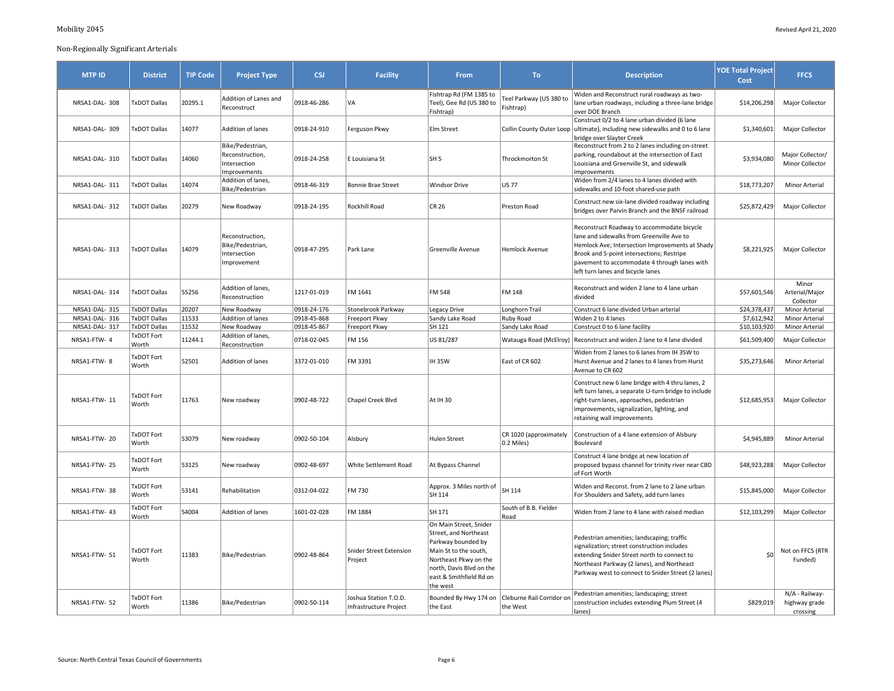Non-Regionally Significant Arterials

| MTP ID | District | TIP Code | Project Type | CSJ | Facility | From | To | Description | YOE Total Project Cost | FFCS |
|---|---|---|---|---|---|---|---|---|---|---|
| NRSA1-DAL- 308 | TxDOT Dallas | 20295.1 | Addition of Lanes and Reconstruct | 0918-46-286 | VA | Fishtrap Rd (FM 1385 to Teel), Gee Rd (US 380 to Fishtrap) | Teel Parkway (US 380 to Fishtrap) | Widen and Reconstruct rural roadways as two-lane urban roadways, including a three-lane bridge over DOE Branch | $14,206,298 | Major Collector |
| NRSA1-DAL- 309 | TxDOT Dallas | 14077 | Addition of lanes | 0918-24-910 | Ferguson Pkwy | Elm Street | Collin County Outer Loop | Construct 0/2 to 4 lane urban divided (6 lane ultimate), including new sidewalks and 0 to 6 lane bridge over Slayter Creek | $1,340,601 | Major Collector |
| NRSA1-DAL- 310 | TxDOT Dallas | 14060 | Bike/Pedestrian, Reconstruction, Intersection Improvements | 0918-24-258 | E Louisiana St | SH 5 | Throckmorton St | Reconstruct from 2 to 2 lanes including on-street parking, roundabout at the intersection of East Louisiana and Greenville St, and sidewalk improvements | $3,934,080 | Major Collector/ Minor Collector |
| NRSA1-DAL- 311 | TxDOT Dallas | 14074 | Addition of lanes, Bike/Pedestrian | 0918-46-319 | Bonnie Brae Street | Windsor Drive | US 77 | Widen from 2/4 lanes to 4 lanes divided with sidewalks and 10-foot shared-use path | $18,773,207 | Minor Arterial |
| NRSA1-DAL- 312 | TxDOT Dallas | 20279 | New Roadway | 0918-24-195 | Rockhill Road | CR 26 | Preston Road | Construct new six-lane divided roadway including bridges over Parvin Branch and the BNSF railroad | $25,872,429 | Major Collector |
| NRSA1-DAL- 313 | TxDOT Dallas | 14079 | Reconstruction, Bike/Pedestrian, Intersection Improvement | 0918-47-295 | Park Lane | Greenville Avenue | Hemlock Avenue | Reconstruct Roadway to accommodate bicycle lane and sidewalks from Greenville Ave to Hemlock Ave; Intersection Improvements at Shady Brook and 5-point intersections; Restripe pavement to accommodate 4 through lanes with left turn lanes and bicycle lanes | $8,221,925 | Major Collector |
| NRSA1-DAL- 314 | TxDOT Dallas | 55256 | Addition of lanes, Reconstruction | 1217-01-019 | FM 1641 | FM 548 | FM 148 | Reconstruct and widen 2 lane to 4 lane urban divided | $57,601,546 | Minor Arterial/Major Collector |
| NRSA1-DAL- 315 | TxDOT Dallas | 20207 | New Roadway | 0918-24-176 | Stonebrook Parkway | Legacy Drive | Longhorn Trail | Construct 6 lane divided Urban arterial | $24,378,437 | Minor Arterial |
| NRSA1-DAL- 316 | TxDOT Dallas | 11533 | Addition of lanes | 0918-45-868 | Freeport Pkwy | Sandy Lake Road | Ruby Road | Widen 2 to 4 lanes | $7,612,942 | Minor Arterial |
| NRSA1-DAL- 317 | TxDOT Dallas | 11532 | New Roadway | 0918-45-867 | Freeport Pkwy | SH 121 | Sandy Lake Road | Construct 0 to 6 lane facility | $10,103,920 | Minor Arterial |
| NRSA1-FTW- 4 | TxDOT Fort Worth | 11244.1 | Addition of lanes, Reconstruction | 0718-02-045 | FM 156 | US 81/287 | Watauga Road (McElroy) | Reconstruct and widen 2 lane to 4 lane divided | $61,509,400 | Major Collector |
| NRSA1-FTW- 8 | TxDOT Fort Worth | 52501 | Addition of lanes | 3372-01-010 | FM 3391 | IH 35W | East of CR 602 | Widen from 2 lanes to 6 lanes from IH 35W to Hurst Avenue and 2 lanes to 4 lanes from Hurst Avenue to CR 602 | $35,273,646 | Minor Arterial |
| NRSA1-FTW- 11 | TxDOT Fort Worth | 11763 | New roadway | 0902-48-722 | Chapel Creek Blvd | At IH 30 | | Construct new 6 lane bridge with 4 thru lanes, 2 left turn lanes, a separate U-turn bridge to include right-turn lanes, approaches, pedestrian improvements, signalization, lighting, and retaining wall improvements | $12,685,953 | Major Collector |
| NRSA1-FTW- 20 | TxDOT Fort Worth | 53079 | New roadway | 0902-50-104 | Alsbury | Hulen Street | CR 1020 (approximately 0.2 Miles) | Construction of a 4 lane extension of Alsbury Boulevard | $4,945,889 | Minor Arterial |
| NRSA1-FTW- 25 | TxDOT Fort Worth | 53125 | New roadway | 0902-48-697 | White Settlement Road | At Bypass Channel | | Construct 4 lane bridge at new location of proposed bypass channel for trinity river near CBD of Fort Worth | $48,923,288 | Major Collector |
| NRSA1-FTW- 38 | TxDOT Fort Worth | 53141 | Rehabilitation | 0312-04-022 | FM 730 | Approx. 3 Miles north of SH 114 | SH 114 | Widen and Reconst. from 2 lane to 2 lane urban For Shoulders and Safety, add turn lanes | $15,845,000 | Major Collector |
| NRSA1-FTW- 43 | TxDOT Fort Worth | 54004 | Addition of lanes | 1601-02-028 | FM 1884 | SH 171 | South of B.B. Fielder Road | Widen from 2 lane to 4 lane with raised median | $12,103,299 | Major Collector |
| NRSA1-FTW- 51 | TxDOT Fort Worth | 11383 | Bike/Pedestrian | 0902-48-864 | Snider Street Extension Project | On Main Street, Snider Street, and Northeast Parkway bounded by Main St to the south, Northeast Pkwy on the north, Davis Blvd on the east & Smithfield Rd on the west | | Pedestrian amenities; landscaping; traffic signalization; street construction includes extending Snider Street north to connect to Northeast Parkway (2 lanes), and Northeast Parkway west to connect to Snider Street (2 lanes) | $0 | Not on FFCS (RTR Funded) |
| NRSA1-FTW- 52 | TxDOT Fort Worth | 11386 | Bike/Pedestrian | 0902-50-114 | Joshua Station T.O.D. Infrastructure Project | Bounded By Hwy 174 on the East | Cleburne Rail Corridor on the West | Pedestrian amenities; landscaping; street construction includes extending Plum Street (4 lanes) | $829,019 | N/A - Railway-highway grade crossing |

Source: North Central Texas Council of Governments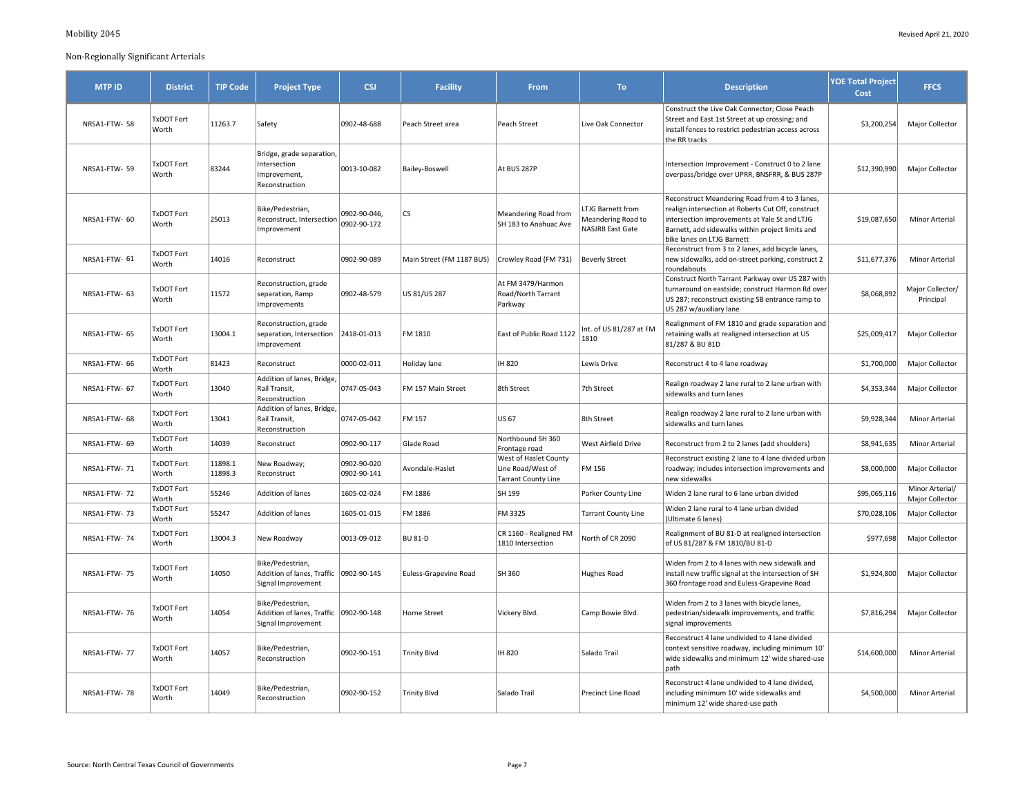## Non-Regionally Significant Arterials

| MTP ID | District | TIP Code | Project Type | CSJ | Facility | From | To | Description | YOE Total Project Cost | FFCS |
|---|---|---|---|---|---|---|---|---|---|---|
| NRSA1-FTW- 58 | TxDOT Fort Worth | 11263.7 | Safety | 0902-48-688 | Peach Street area | Peach Street | Live Oak Connector | Construct the Live Oak Connector; Close Peach Street and East 1st Street at up crossing; and install fences to restrict pedestrian access across the RR tracks | $3,200,254 | Major Collector |
| NRSA1-FTW- 59 | TxDOT Fort Worth | 83244 | Bridge, grade separation, Intersection Improvement, Reconstruction | 0013-10-082 | Bailey-Boswell | At BUS 287P | | Intersection Improvement - Construct 0 to 2 lane overpass/bridge over UPRR, BNSFRR, & BUS 287P | $12,390,990 | Major Collector |
| NRSA1-FTW- 60 | TxDOT Fort Worth | 25013 | Bike/Pedestrian, Reconstruct, Intersection Improvement | 0902-90-046, 0902-90-172 | CS | Meandering Road from SH 183 to Anahuac Ave | LTJG Barnett from Meandering Road to NASJRB East Gate | Reconstruct Meandering Road from 4 to 3 lanes, realign intersection at Roberts Cut Off, construct intersection improvements at Yale St and LTJG Barnett, add sidewalks within project limits and bike lanes on LTJG Barnett | $19,087,650 | Minor Arterial |
| NRSA1-FTW- 61 | TxDOT Fort Worth | 14016 | Reconstruct | 0902-90-089 | Main Street (FM 1187 BUS) | Crowley Road (FM 731) | Beverly Street | Reconstruct from 3 to 2 lanes, add bicycle lanes, new sidewalks, add on-street parking, construct 2 roundabouts | $11,677,376 | Minor Arterial |
| NRSA1-FTW- 63 | TxDOT Fort Worth | 11572 | Reconstruction, grade separation, Ramp Improvements | 0902-48-579 | US 81/US 287 | At FM 3479/Harmon Road/North Tarrant Parkway | | Construct North Tarrant Parkway over US 287 with turnaround on eastside; construct Harmon Rd over US 287; reconstruct existing SB entrance ramp to US 287 w/auxiliary lane | $8,068,892 | Major Collector/ Principal |
| NRSA1-FTW- 65 | TxDOT Fort Worth | 13004.1 | Reconstruction, grade separation, Intersection Improvement | 2418-01-013 | FM 1810 | East of Public Road 1122 | Int. of US 81/287 at FM 1810 | Realignment of FM 1810 and grade separation and retaining walls at realigned intersection at US 81/287 & BU 81D | $25,009,417 | Major Collector |
| NRSA1-FTW- 66 | TxDOT Fort Worth | 81423 | Reconstruct | 0000-02-011 | Holiday lane | IH 820 | Lewis Drive | Reconstruct 4 to 4 lane roadway | $1,700,000 | Major Collector |
| NRSA1-FTW- 67 | TxDOT Fort Worth | 13040 | Addition of lanes, Bridge, Rail Transit, Reconstruction | 0747-05-043 | FM 157 Main Street | 8th Street | 7th Street | Realign roadway 2 lane rural to 2 lane urban with sidewalks and turn lanes | $4,353,344 | Major Collector |
| NRSA1-FTW- 68 | TxDOT Fort Worth | 13041 | Addition of lanes, Bridge, Rail Transit, Reconstruction | 0747-05-042 | FM 157 | US 67 | 8th Street | Realign roadway 2 lane rural to 2 lane urban with sidewalks and turn lanes | $9,928,344 | Minor Arterial |
| NRSA1-FTW- 69 | TxDOT Fort Worth | 14039 | Reconstruct | 0902-90-117 | Glade Road | Northbound SH 360 Frontage road | West Airfield Drive | Reconstruct from 2 to 2 lanes (add shoulders) | $8,941,635 | Minor Arterial |
| NRSA1-FTW- 71 | TxDOT Fort Worth | 11898.1 11898.3 | New Roadway; Reconstruct | 0902-90-020 0902-90-141 | Avondale-Haslet | West of Haslet County Line Road/West of Tarrant County Line | FM 156 | Reconstruct existing 2 lane to 4 lane divided urban roadway; includes intersection improvements and new sidewalks | $8,000,000 | Major Collector |
| NRSA1-FTW- 72 | TxDOT Fort Worth | 55246 | Addition of lanes | 1605-02-024 | FM 1886 | SH 199 | Parker County Line | Widen 2 lane rural to 6 lane urban divided | $95,065,116 | Minor Arterial/ Major Collector |
| NRSA1-FTW- 73 | TxDOT Fort Worth | 55247 | Addition of lanes | 1605-01-015 | FM 1886 | FM 3325 | Tarrant County Line | Widen 2 lane rural to 4 lane urban divided (Ultimate 6 lanes) | $70,028,106 | Major Collector |
| NRSA1-FTW- 74 | TxDOT Fort Worth | 13004.3 | New Roadway | 0013-09-012 | BU 81-D | CR 1160 - Realigned FM 1810 Intersection | North of CR 2090 | Realignment of BU 81-D at realigned intersection of US 81/287 & FM 1810/BU 81-D | $977,698 | Major Collector |
| NRSA1-FTW- 75 | TxDOT Fort Worth | 14050 | Bike/Pedestrian, Addition of lanes, Traffic Signal Improvement | 0902-90-145 | Euless-Grapevine Road | SH 360 | Hughes Road | Widen from 2 to 4 lanes with new sidewalk and install new traffic signal at the intersection of SH 360 frontage road and Euless-Grapevine Road | $1,924,800 | Major Collector |
| NRSA1-FTW- 76 | TxDOT Fort Worth | 14054 | Bike/Pedestrian, Addition of lanes, Traffic Signal Improvement | 0902-90-148 | Horne Street | Vickery Blvd. | Camp Bowie Blvd. | Widen from 2 to 3 lanes with bicycle lanes, pedestrian/sidewalk improvements, and traffic signal improvements | $7,816,294 | Major Collector |
| NRSA1-FTW- 77 | TxDOT Fort Worth | 14057 | Bike/Pedestrian, Reconstruction | 0902-90-151 | Trinity Blvd | IH 820 | Salado Trail | Reconstruct 4 lane undivided to 4 lane divided context sensitive roadway, including minimum 10' wide sidewalks and minimum 12' wide shared-use path | $14,600,000 | Minor Arterial |
| NRSA1-FTW- 78 | TxDOT Fort Worth | 14049 | Bike/Pedestrian, Reconstruction | 0902-90-152 | Trinity Blvd | Salado Trail | Precinct Line Road | Reconstruct 4 lane undivided to 4 lane divided, including minimum 10' wide sidewalks and minimum 12' wide shared-use path | $4,500,000 | Minor Arterial |

Source: North Central Texas Council of Governments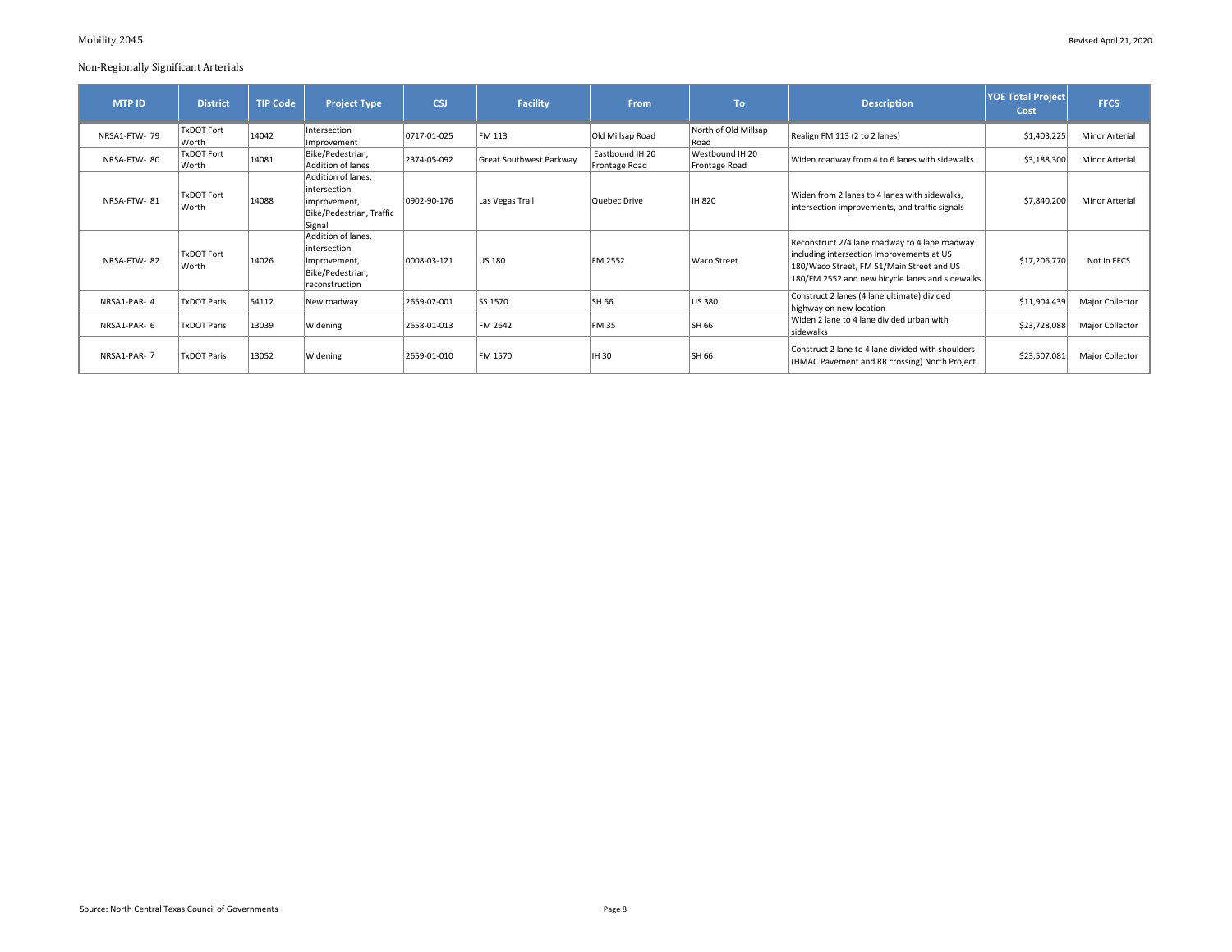Non-Regionally Significant Arterials

| MTP ID | District | TIP Code | Project Type | CSJ | Facility | From | To | Description | YOE Total Project Cost | FFCS |
|---|---|---|---|---|---|---|---|---|---|---|
| NRSA1-FTW- 79 | TxDOT Fort Worth | 14042 | Intersection Improvement | 0717-01-025 | FM 113 | Old Millsap Road | North of Old Millsap Road | Realign FM 113 (2 to 2 lanes) | $1,403,225 | Minor Arterial |
| NRSA-FTW- 80 | TxDOT Fort Worth | 14081 | Bike/Pedestrian, Addition of lanes | 2374-05-092 | Great Southwest Parkway | Eastbound IH 20 Frontage Road | Westbound IH 20 Frontage Road | Widen roadway from 4 to 6 lanes with sidewalks | $3,188,300 | Minor Arterial |
| NRSA-FTW- 81 | TxDOT Fort Worth | 14088 | Addition of lanes, intersection improvement, Bike/Pedestrian, Traffic Signal | 0902-90-176 | Las Vegas Trail | Quebec Drive | IH 820 | Widen from 2 lanes to 4 lanes with sidewalks, intersection improvements, and traffic signals | $7,840,200 | Minor Arterial |
| NRSA-FTW- 82 | TxDOT Fort Worth | 14026 | Addition of lanes, intersection improvement, Bike/Pedestrian, reconstruction | 0008-03-121 | US 180 | FM 2552 | Waco Street | Reconstruct 2/4 lane roadway to 4 lane roadway including intersection improvements at US 180/Waco Street, FM 51/Main Street and US 180/FM 2552 and new bicycle lanes and sidewalks | $17,206,770 | Not in FFCS |
| NRSA1-PAR- 4 | TxDOT Paris | 54112 | New roadway | 2659-02-001 | SS 1570 | SH 66 | US 380 | Construct 2 lanes (4 lane ultimate) divided highway on new location | $11,904,439 | Major Collector |
| NRSA1-PAR- 6 | TxDOT Paris | 13039 | Widening | 2658-01-013 | FM 2642 | FM 35 | SH 66 | Widen 2 lane to 4 lane divided urban with sidewalks | $23,728,088 | Major Collector |
| NRSA1-PAR- 7 | TxDOT Paris | 13052 | Widening | 2659-01-010 | FM 1570 | IH 30 | SH 66 | Construct 2 lane to 4 lane divided with shoulders (HMAC Pavement and RR crossing) North Project | $23,507,081 | Major Collector |

Source: North Central Texas Council of Governments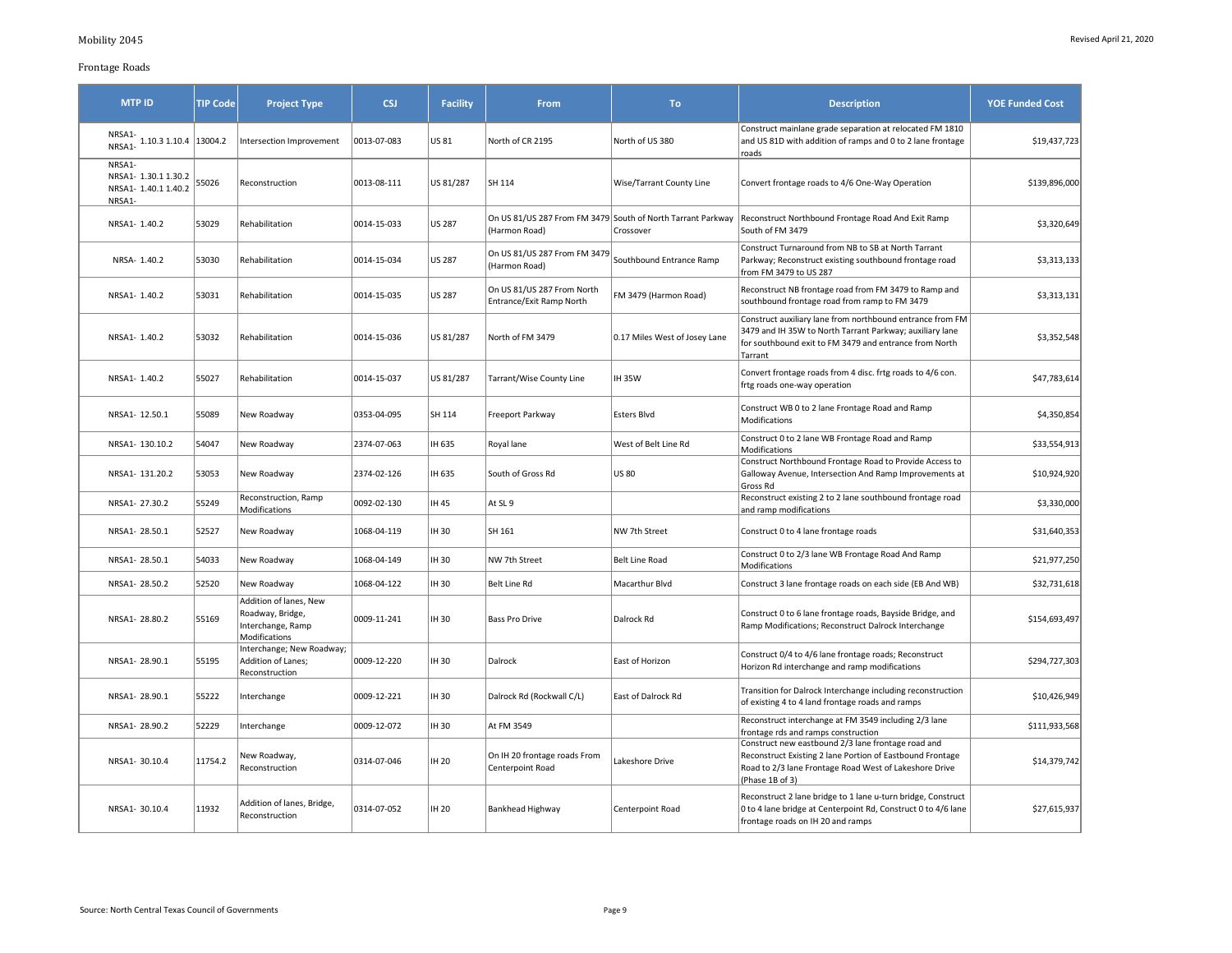Frontage Roads

| MTP ID | TIP Code | Project Type | CSJ | Facility | From | To | Description | YOE Funded Cost |
|---|---|---|---|---|---|---|---|---|
| NRSA1- 1.10.3 1.10.4 NRSA1- | 13004.2 | Intersection Improvement | 0013-07-083 | US 81 | North of CR 2195 | North of US 380 | Construct mainlane grade separation at relocated FM 1810 and US 81D with addition of ramps and 0 to 2 lane frontage roads | $19,437,723 |
| NRSA1- NRSA1- 1.30.1 1.30.2 NRSA1- 1.40.1 1.40.2 NRSA1- | 55026 | Reconstruction | 0013-08-111 | US 81/287 | SH 114 | Wise/Tarrant County Line | Convert frontage roads to 4/6 One-Way Operation | $139,896,000 |
| NRSA1- 1.40.2 | 53029 | Rehabilitation | 0014-15-033 | US 287 | On US 81/US 287 From FM 3479 (Harmon Road) | South of North Tarrant Parkway Crossover | Reconstruct Northbound Frontage Road And Exit Ramp South of FM 3479 | $3,320,649 |
| NRSA- 1.40.2 | 53030 | Rehabilitation | 0014-15-034 | US 287 | On US 81/US 287 From FM 3479 (Harmon Road) | Southbound Entrance Ramp | Construct Turnaround from NB to SB at North Tarrant Parkway; Reconstruct existing southbound frontage road from FM 3479 to US 287 | $3,313,133 |
| NRSA1- 1.40.2 | 53031 | Rehabilitation | 0014-15-035 | US 287 | On US 81/US 287 From North Entrance/Exit Ramp North | FM 3479 (Harmon Road) | Reconstruct NB frontage road from FM 3479 to Ramp and southbound frontage road from ramp to FM 3479 | $3,313,131 |
| NRSA1- 1.40.2 | 53032 | Rehabilitation | 0014-15-036 | US 81/287 | North of FM 3479 | 0.17 Miles West of Josey Lane | Construct auxiliary lane from northbound entrance from FM 3479 and IH 35W to North Tarrant Parkway; auxiliary lane for southbound exit to FM 3479 and entrance from North Tarrant | $3,352,548 |
| NRSA1- 1.40.2 | 55027 | Rehabilitation | 0014-15-037 | US 81/287 | Tarrant/Wise County Line | IH 35W | Convert frontage roads from 4 disc. frtg roads to 4/6 con. frtg roads one-way operation | $47,783,614 |
| NRSA1- 12.50.1 | 55089 | New Roadway | 0353-04-095 | SH 114 | Freeport Parkway | Esters Blvd | Construct WB 0 to 2 lane Frontage Road and Ramp Modifications | $4,350,854 |
| NRSA1- 130.10.2 | 54047 | New Roadway | 2374-07-063 | IH 635 | Royal lane | West of Belt Line Rd | Construct 0 to 2 lane WB Frontage Road and Ramp Modifications | $33,554,913 |
| NRSA1- 131.20.2 | 53053 | New Roadway | 2374-02-126 | IH 635 | South of Gross Rd | US 80 | Construct Northbound Frontage Road to Provide Access to Galloway Avenue, Intersection And Ramp Improvements at Gross Rd | $10,924,920 |
| NRSA1- 27.30.2 | 55249 | Reconstruction, Ramp Modifications | 0092-02-130 | IH 45 | At SL 9 | | Reconstruct existing 2 to 2 lane southbound frontage road and ramp modifications | $3,330,000 |
| NRSA1- 28.50.1 | 52527 | New Roadway | 1068-04-119 | IH 30 | SH 161 | NW 7th Street | Construct 0 to 4 lane frontage roads | $31,640,353 |
| NRSA1- 28.50.1 | 54033 | New Roadway | 1068-04-149 | IH 30 | NW 7th Street | Belt Line Road | Construct 0 to 2/3 lane WB Frontage Road And Ramp Modifications | $21,977,250 |
| NRSA1- 28.50.2 | 52520 | New Roadway | 1068-04-122 | IH 30 | Belt Line Rd | Macarthur Blvd | Construct 3 lane frontage roads on each side (EB And WB) | $32,731,618 |
| NRSA1- 28.80.2 | 55169 | Addition of lanes, New Roadway, Bridge, Interchange, Ramp Modifications | 0009-11-241 | IH 30 | Bass Pro Drive | Dalrock Rd | Construct 0 to 6 lane frontage roads, Bayside Bridge, and Ramp Modifications; Reconstruct Dalrock Interchange | $154,693,497 |
| NRSA1- 28.90.1 | 55195 | Interchange; New Roadway; Addition of Lanes; Reconstruction | 0009-12-220 | IH 30 | Dalrock | East of Horizon | Construct 0/4 to 4/6 lane frontage roads; Reconstruct Horizon Rd interchange and ramp modifications | $294,727,303 |
| NRSA1- 28.90.1 | 55222 | Interchange | 0009-12-221 | IH 30 | Dalrock Rd (Rockwall C/L) | East of Dalrock Rd | Transition for Dalrock Interchange including reconstruction of existing 4 to 4 land frontage roads and ramps | $10,426,949 |
| NRSA1- 28.90.2 | 52229 | Interchange | 0009-12-072 | IH 30 | At FM 3549 | | Reconstruct interchange at FM 3549 including 2/3 lane frontage rds and ramps construction | $111,933,568 |
| NRSA1- 30.10.4 | 11754.2 | New Roadway, Reconstruction | 0314-07-046 | IH 20 | On IH 20 frontage roads From Centerpoint Road | Lakeshore Drive | Construct new eastbound 2/3 lane frontage road and Reconstruct Existing 2 lane Portion of Eastbound Frontage Road to 2/3 lane Frontage Road West of Lakeshore Drive (Phase 1B of 3) | $14,379,742 |
| NRSA1- 30.10.4 | 11932 | Addition of lanes, Bridge, Reconstruction | 0314-07-052 | IH 20 | Bankhead Highway | Centerpoint Road | Reconstruct 2 lane bridge to 1 lane u-turn bridge, Construct 0 to 4 lane bridge at Centerpoint Rd, Construct 0 to 4/6 lane frontage roads on IH 20 and ramps | $27,615,937 |

Source: North Central Texas Council of Governments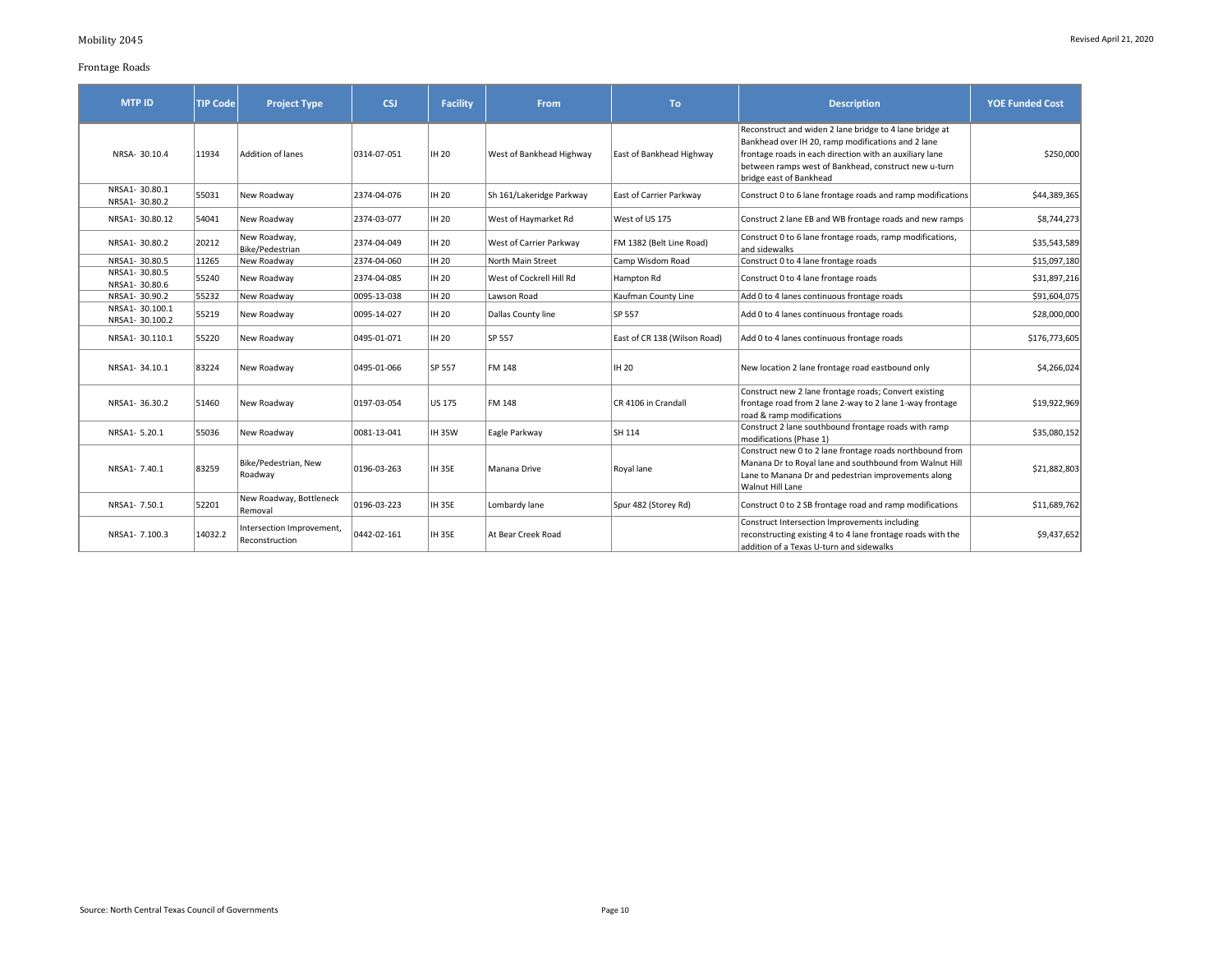## Frontage Roads

| MTP ID | TIP Code | Project Type | CSJ | Facility | From | To | Description | YOE Funded Cost |
|---|---|---|---|---|---|---|---|---|
| NRSA- 30.10.4 | 11934 | Addition of lanes | 0314-07-051 | IH 20 | West of Bankhead Highway | East of Bankhead Highway | Reconstruct and widen 2 lane bridge to 4 lane bridge at Bankhead over IH 20, ramp modifications and 2 lane frontage roads in each direction with an auxiliary lane between ramps west of Bankhead, construct new u-turn bridge east of Bankhead | $250,000 |
| NRSA1- 30.80.1<br>NRSA1- 30.80.2 | 55031 | New Roadway | 2374-04-076 | IH 20 | Sh 161/Lakeridge Parkway | East of Carrier Parkway | Construct 0 to 6 lane frontage roads and ramp modifications | $44,389,365 |
| NRSA1- 30.80.12 | 54041 | New Roadway | 2374-03-077 | IH 20 | West of Haymarket Rd | West of US 175 | Construct 2 lane EB and WB frontage roads and new ramps | $8,744,273 |
| NRSA1- 30.80.2 | 20212 | New Roadway, Bike/Pedestrian | 2374-04-049 | IH 20 | West of Carrier Parkway | FM 1382 (Belt Line Road) | Construct 0 to 6 lane frontage roads, ramp modifications, and sidewalks | $35,543,589 |
| NRSA1- 30.80.5 | 11265 | New Roadway | 2374-04-060 | IH 20 | North Main Street | Camp Wisdom Road | Construct 0 to 4 lane frontage roads | $15,097,180 |
| NRSA1- 30.80.5<br>NRSA1- 30.80.6 | 55240 | New Roadway | 2374-04-085 | IH 20 | West of Cockrell Hill Rd | Hampton Rd | Construct 0 to 4 lane frontage roads | $31,897,216 |
| NRSA1- 30.90.2 | 55232 | New Roadway | 0095-13-038 | IH 20 | Lawson Road | Kaufman County Line | Add 0 to 4 lanes continuous frontage roads | $91,604,075 |
| NRSA1- 30.100.1<br>NRSA1- 30.100.2 | 55219 | New Roadway | 0095-14-027 | IH 20 | Dallas County line | SP 557 | Add 0 to 4 lanes continuous frontage roads | $28,000,000 |
| NRSA1- 30.110.1 | 55220 | New Roadway | 0495-01-071 | IH 20 | SP 557 | East of CR 138 (Wilson Road) | Add 0 to 4 lanes continuous frontage roads | $176,773,605 |
| NRSA1- 34.10.1 | 83224 | New Roadway | 0495-01-066 | SP 557 | FM 148 | IH 20 | New location 2 lane frontage road eastbound only | $4,266,024 |
| NRSA1- 36.30.2 | 51460 | New Roadway | 0197-03-054 | US 175 | FM 148 | CR 4106 in Crandall | Construct new 2 lane frontage roads; Convert existing frontage road from 2 lane 2-way to 2 lane 1-way frontage road & ramp modifications | $19,922,969 |
| NRSA1- 5.20.1 | 55036 | New Roadway | 0081-13-041 | IH 35W | Eagle Parkway | SH 114 | Construct 2 lane southbound frontage roads with ramp modifications (Phase 1) | $35,080,152 |
| NRSA1- 7.40.1 | 83259 | Bike/Pedestrian, New Roadway | 0196-03-263 | IH 35E | Manana Drive | Royal lane | Construct new 0 to 2 lane frontage roads northbound from Manana Dr to Royal lane and southbound from Walnut Hill Lane to Manana Dr and pedestrian improvements along Walnut Hill Lane | $21,882,803 |
| NRSA1- 7.50.1 | 52201 | New Roadway, Bottleneck Removal | 0196-03-223 | IH 35E | Lombardy lane | Spur 482 (Storey Rd) | Construct 0 to 2 SB frontage road and ramp modifications | $11,689,762 |
| NRSA1- 7.100.3 | 14032.2 | Intersection Improvement, Reconstruction | 0442-02-161 | IH 35E | At Bear Creek Road | | Construct Intersection Improvements including reconstructing existing 4 to 4 lane frontage roads with the addition of a Texas U-turn and sidewalks | $9,437,652 |

Source: North Central Texas Council of Governments